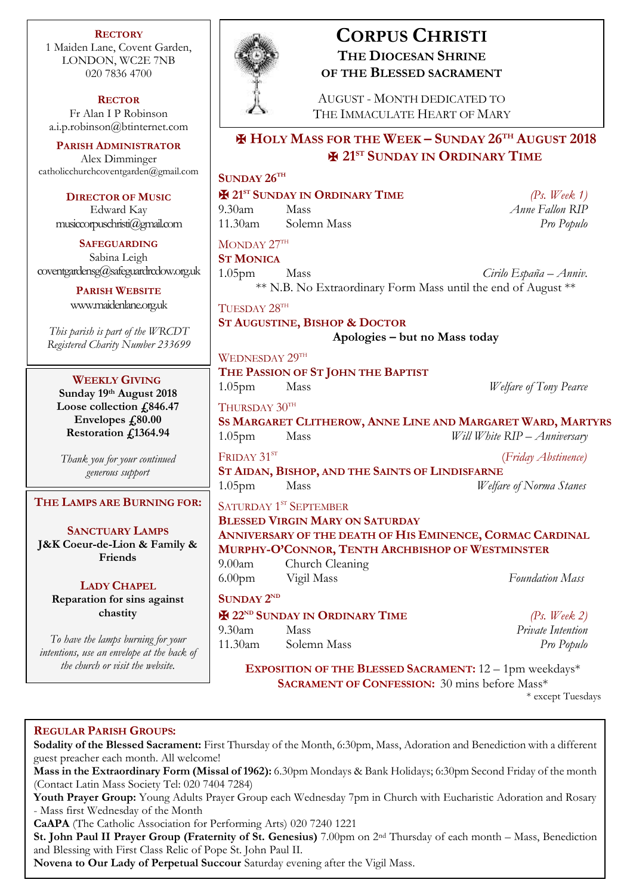# CORPUS CHRISTI

## THE DIOCESAN SHRINE OF THE BLESSED SACRAMENT

AUGUST - MONTH DEDICATED TO THE IMMACULATE HEART OF MARY

**RECTORY**
1 Maiden Lane, Covent Garden, LONDON, WC2E 7NB
020 7836 4700

**RECTOR**
Fr Alan I P Robinson
a.i.p.robinson@btinternet.com

**PARISH ADMINISTRATOR**
Alex Dimminger
catholicchurchcoventgarden@gmail.com

**DIRECTOR OF MUSIC**
Edward Kay
musiccorpuschristi@gmail.com

**SAFEGUARDING**
Sabina Leigh
coventgardensg@safeguardrcdow.org.uk

**PARISH WEBSITE**
www.maidenlane.org.uk

*This parish is part of the WRCDT Registered Charity Number 233699*

**WEEKLY GIVING**
**Sunday 19th August 2018**
**Loose collection £846.47**
**Envelopes £80.00**
**Restoration £1364.94**

*Thank you for your continued generous support*

**THE LAMPS ARE BURNING FOR:**

**SANCTUARY LAMPS**
**J&K Coeur-de-Lion & Family & Friends**

**LADY CHAPEL**
**Reparation for sins against chastity**

*To have the lamps burning for your intentions, use an envelope at the back of the church or visit the website.*

## ✠ HOLY MASS FOR THE WEEK – SUNDAY 26TH AUGUST 2018
## ✠ 21ST SUNDAY IN ORDINARY TIME

**SUNDAY 26TH**
**✠ 21ST SUNDAY IN ORDINARY TIME** *(Ps. Week 1)*
9.30am Mass — *Anne Fallon RIP*
11.30am Solemn Mass — *Pro Populo*

MONDAY 27TH
**ST MONICA**
1.05pm Mass — *Cirilo España – Anniv.*
** N.B. No Extraordinary Form Mass until the end of August **

TUESDAY 28TH
**ST AUGUSTINE, BISHOP & DOCTOR**
**Apologies – but no Mass today**

WEDNESDAY 29TH
**THE PASSION OF ST JOHN THE BAPTIST**
1.05pm Mass — *Welfare of Tony Pearce*

THURSDAY 30TH
**SS MARGARET CLITHEROW, ANNE LINE AND MARGARET WARD, MARTYRS**
1.05pm Mass — *Will White RIP – Anniversary*

FRIDAY 31ST *(Friday Abstinence)*
**ST AIDAN, BISHOP, AND THE SAINTS OF LINDISFARNE**
1.05pm Mass — *Welfare of Norma Stanes*

SATURDAY 1ST SEPTEMBER
**BLESSED VIRGIN MARY ON SATURDAY**
**ANNIVERSARY OF THE DEATH OF HIS EMINENCE, CORMAC CARDINAL MURPHY-O'CONNOR, TENTH ARCHBISHOP OF WESTMINSTER**
9.00am Church Cleaning
6.00pm Vigil Mass — *Foundation Mass*

**SUNDAY 2ND**
**✠ 22ND SUNDAY IN ORDINARY TIME** *(Ps. Week 2)*
9.30am Mass — *Private Intention*
11.30am Solemn Mass — *Pro Populo*

**EXPOSITION OF THE BLESSED SACRAMENT:** 12 – 1pm weekdays*
**SACRAMENT OF CONFESSION:** 30 mins before Mass*
* except Tuesdays

**REGULAR PARISH GROUPS:**

**Sodality of the Blessed Sacrament:** First Thursday of the Month, 6:30pm, Mass, Adoration and Benediction with a different guest preacher each month. All welcome!

**Mass in the Extraordinary Form (Missal of 1962):** 6.30pm Mondays & Bank Holidays; 6:30pm Second Friday of the month (Contact Latin Mass Society Tel: 020 7404 7284)

**Youth Prayer Group:** Young Adults Prayer Group each Wednesday 7pm in Church with Eucharistic Adoration and Rosary - Mass first Wednesday of the Month

**CaAPA** (The Catholic Association for Performing Arts) 020 7240 1221

**St. John Paul II Prayer Group (Fraternity of St. Genesius)** 7.00pm on 2nd Thursday of each month – Mass, Benediction and Blessing with First Class Relic of Pope St. John Paul II.

**Novena to Our Lady of Perpetual Succour** Saturday evening after the Vigil Mass.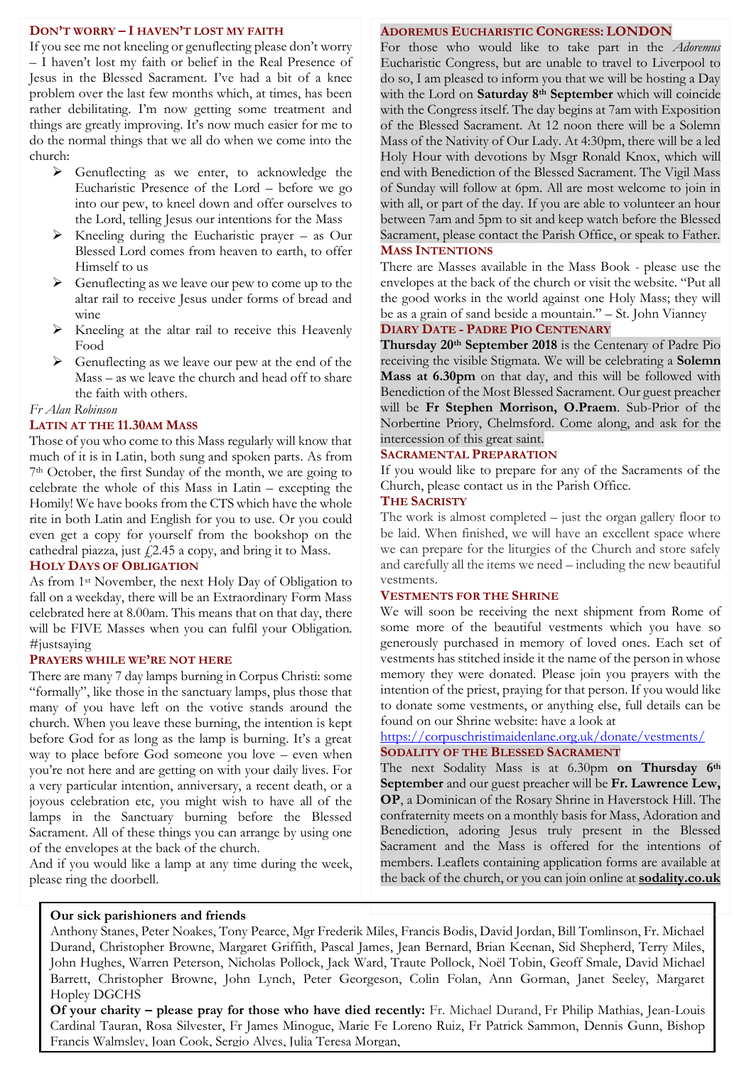## DON'T WORRY – I HAVEN'T LOST MY FAITH

If you see me not kneeling or genuflecting please don't worry – I haven't lost my faith or belief in the Real Presence of Jesus in the Blessed Sacrament. I've had a bit of a knee problem over the last few months which, at times, has been rather debilitating. I'm now getting some treatment and things are greatly improving. It's now much easier for me to do the normal things that we all do when we come into the church:

- Genuflecting as we enter, to acknowledge the Eucharistic Presence of the Lord – before we go into our pew, to kneel down and offer ourselves to the Lord, telling Jesus our intentions for the Mass
- Kneeling during the Eucharistic prayer – as Our Blessed Lord comes from heaven to earth, to offer Himself to us
- Genuflecting as we leave our pew to come up to the altar rail to receive Jesus under forms of bread and wine
- Kneeling at the altar rail to receive this Heavenly Food
- Genuflecting as we leave our pew at the end of the Mass – as we leave the church and head off to share the faith with others.

*Fr Alan Robinson*

## LATIN AT THE 11.30AM MASS

Those of you who come to this Mass regularly will know that much of it is in Latin, both sung and spoken parts. As from 7th October, the first Sunday of the month, we are going to celebrate the whole of this Mass in Latin – excepting the Homily! We have books from the CTS which have the whole rite in both Latin and English for you to use. Or you could even get a copy for yourself from the bookshop on the cathedral piazza, just £2.45 a copy, and bring it to Mass.

## HOLY DAYS OF OBLIGATION

As from 1st November, the next Holy Day of Obligation to fall on a weekday, there will be an Extraordinary Form Mass celebrated here at 8.00am. This means that on that day, there will be FIVE Masses when you can fulfil your Obligation. #justsaying

## PRAYERS WHILE WE'RE NOT HERE

There are many 7 day lamps burning in Corpus Christi: some "formally", like those in the sanctuary lamps, plus those that many of you have left on the votive stands around the church. When you leave these burning, the intention is kept before God for as long as the lamp is burning. It's a great way to place before God someone you love – even when you're not here and are getting on with your daily lives. For a very particular intention, anniversary, a recent death, or a joyous celebration etc, you might wish to have all of the lamps in the Sanctuary burning before the Blessed Sacrament. All of these things you can arrange by using one of the envelopes at the back of the church.

And if you would like a lamp at any time during the week, please ring the doorbell.

## ADOREMUS EUCHARISTIC CONGRESS: LONDON

For those who would like to take part in the *Adoremus* Eucharistic Congress, but are unable to travel to Liverpool to do so, I am pleased to inform you that we will be hosting a Day with the Lord on **Saturday 8th September** which will coincide with the Congress itself. The day begins at 7am with Exposition of the Blessed Sacrament. At 12 noon there will be a Solemn Mass of the Nativity of Our Lady. At 4:30pm, there will be a led Holy Hour with devotions by Msgr Ronald Knox, which will end with Benediction of the Blessed Sacrament. The Vigil Mass of Sunday will follow at 6pm. All are most welcome to join in with all, or part of the day. If you are able to volunteer an hour between 7am and 5pm to sit and keep watch before the Blessed Sacrament, please contact the Parish Office, or speak to Father.

## MASS INTENTIONS

There are Masses available in the Mass Book - please use the envelopes at the back of the church or visit the website. "Put all the good works in the world against one Holy Mass; they will be as a grain of sand beside a mountain." – St. John Vianney

## DIARY DATE - PADRE PIO CENTENARY

**Thursday 20th September 2018** is the Centenary of Padre Pio receiving the visible Stigmata. We will be celebrating a **Solemn Mass at 6.30pm** on that day, and this will be followed with Benediction of the Most Blessed Sacrament. Our guest preacher will be **Fr Stephen Morrison, O.Praem**. Sub-Prior of the Norbertine Priory, Chelmsford. Come along, and ask for the intercession of this great saint.

## SACRAMENTAL PREPARATION

If you would like to prepare for any of the Sacraments of the Church, please contact us in the Parish Office.

## THE SACRISTY

The work is almost completed – just the organ gallery floor to be laid. When finished, we will have an excellent space where we can prepare for the liturgies of the Church and store safely and carefully all the items we need – including the new beautiful vestments.

## VESTMENTS FOR THE SHRINE

We will soon be receiving the next shipment from Rome of some more of the beautiful vestments which you have so generously purchased in memory of loved ones. Each set of vestments has stitched inside it the name of the person in whose memory they were donated. Please join you prayers with the intention of the priest, praying for that person. If you would like to donate some vestments, or anything else, full details can be found on our Shrine website: have a look at https://corpuschristimaidenlane.org.uk/donate/vestments/

## SODALITY OF THE BLESSED SACRAMENT

The next Sodality Mass is at 6.30pm **on Thursday 6th September** and our guest preacher will be **Fr. Lawrence Lew, OP**, a Dominican of the Rosary Shrine in Haverstock Hill. The confraternity meets on a monthly basis for Mass, Adoration and Benediction, adoring Jesus truly present in the Blessed Sacrament and the Mass is offered for the intentions of members. Leaflets containing application forms are available at the back of the church, or you can join online at **sodality.co.uk**

**Our sick parishioners and friends**

Anthony Stanes, Peter Noakes, Tony Pearce, Mgr Frederik Miles, Francis Bodis, David Jordan, Bill Tomlinson, Fr. Michael Durand, Christopher Browne, Margaret Griffith, Pascal James, Jean Bernard, Brian Keenan, Sid Shepherd, Terry Miles, John Hughes, Warren Peterson, Nicholas Pollock, Jack Ward, Traute Pollock, Noël Tobin, Geoff Smale, David Michael Barrett, Christopher Browne, John Lynch, Peter Georgeson, Colin Folan, Ann Gorman, Janet Seeley, Margaret Hopley DGCHS

**Of your charity – please pray for those who have died recently:** Fr. Michael Durand, Fr Philip Mathias, Jean-Louis Cardinal Tauran, Rosa Silvester, Fr James Minogue, Marie Fe Loreno Ruiz, Fr Patrick Sammon, Dennis Gunn, Bishop Francis Walmsley, Joan Cook, Sergio Alves, Julia Teresa Morgan,